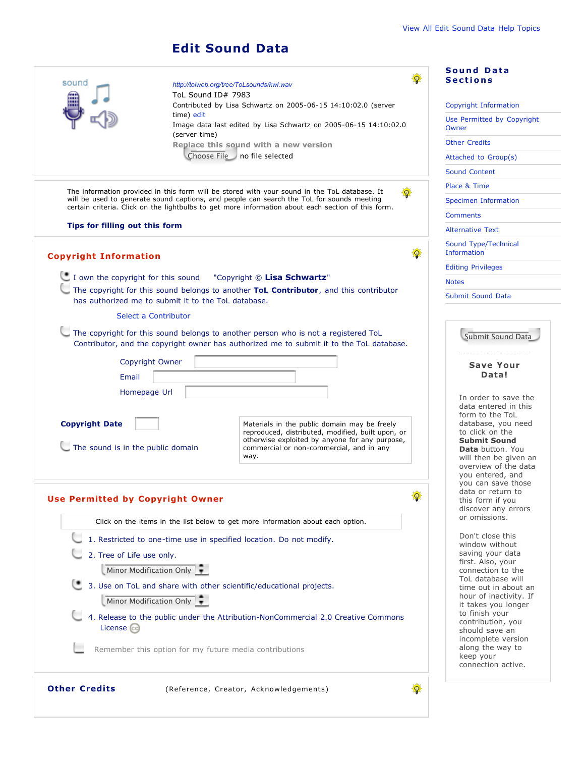View All Edit Sound Data Help Topics

# Edit Sound Data

http://tolweb.org/tree/ToLsounds/kwl.wav

ToL Sound ID# 7983

Contributed by Lisa Schwartz on 2005-06-15 14:10:02.0 (server time) edit

Image data last edited by Lisa Schwartz on 2005-06-15 14:10:02.0 (server time)

Replace this sound with a new version

Choose File no file selected

The information provided in this form will be stored with your sound in the ToL database. It will be used to generate sound captions, and people can search the ToL for sounds meeting certain criteria. Click on the lightbulbs to get more information about each section of this form.

**Tips for filling out this form**

## Copyright Information

- I own the copyright for this sound "Copyright © **Lisa Schwartz**"
- The copyright for this sound belongs to another **ToL Contributor**, and this contributor has authorized me to submit it to the ToL database.

  Select a Contributor

- The copyright for this sound belongs to another person who is not a registered ToL Contributor, and the copyright owner has authorized me to submit it to the ToL database.

  Copyright Owner

  Email

  Homepage Url

**Copyright Date**

- The sound is in the public domain

Materials in the public domain may be freely reproduced, distributed, modified, built upon, or otherwise exploited by anyone for any purpose, commercial or non-commercial, and in any way.

## Use Permitted by Copyright Owner

Click on the items in the list below to get more information about each option.

1. Restricted to one-time use in specified location. Do not modify.
2. Tree of Life use only.

   Minor Modification Only

3. Use on ToL and share with other scientific/educational projects.

   Minor Modification Only

4. Release to the public under the Attribution-NonCommercial 2.0 Creative Commons License

Remember this option for my future media contributions

## Other Credits

(Reference, Creator, Acknowledgements)

## Sound Data Sections

- Copyright Information
- Use Permitted by Copyright Owner
- Other Credits
- Attached to Group(s)
- Sound Content
- Place & Time
- Specimen Information
- Comments
- Alternative Text
- Sound Type/Technical Information
- Editing Privileges
- Notes
- Submit Sound Data

Submit Sound Data

### Save Your Data!

In order to save the data entered in this form to the ToL database, you need to click on the **Submit Sound Data** button. You will then be given an overview of the data you entered, and you can save those data or return to this form if you discover any errors or omissions.

Don't close this window without saving your data first. Also, your connection to the ToL database will time out in about an hour of inactivity. If it takes you longer to finish your contribution, you should save an incomplete version along the way to keep your connection active.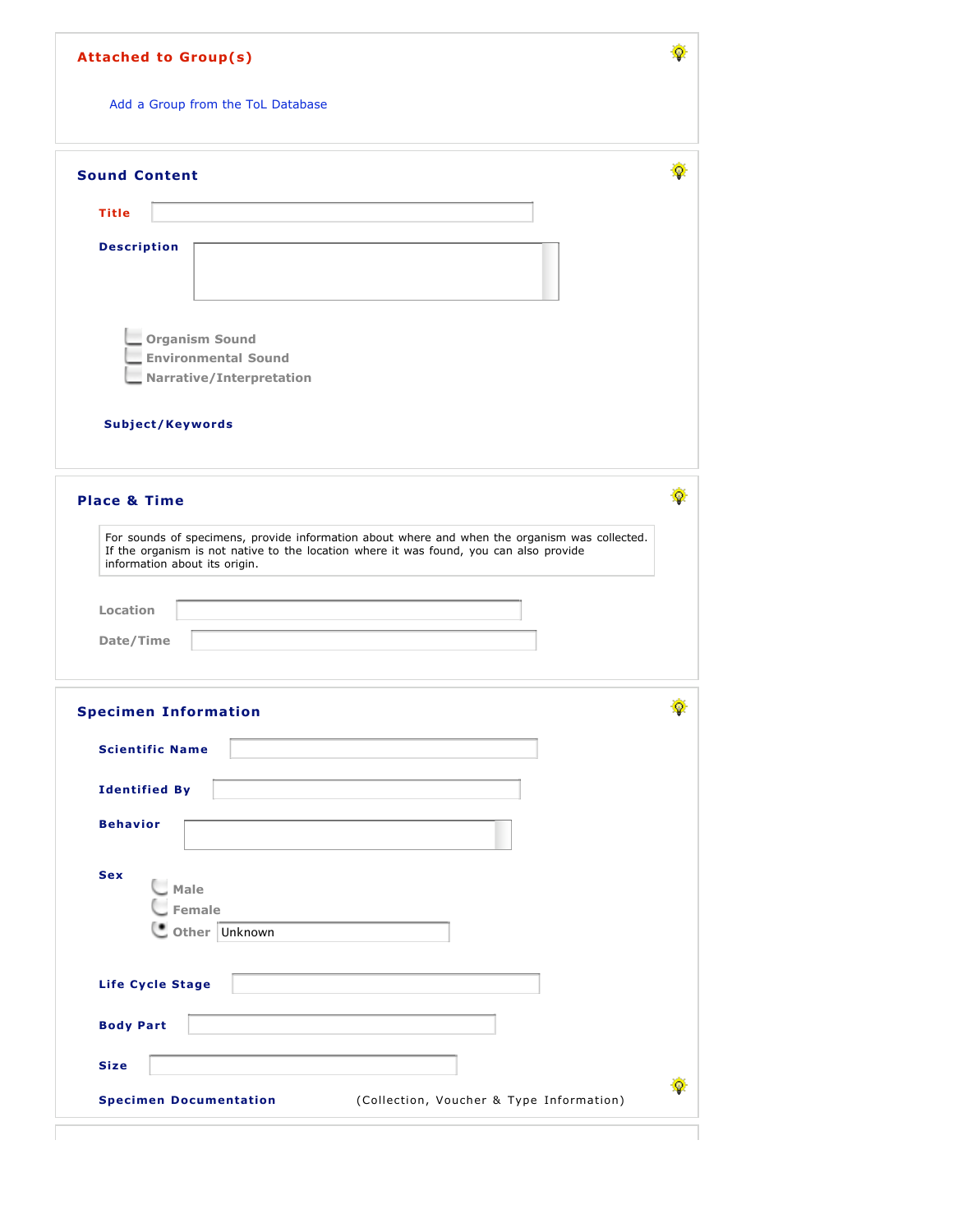## Attached to Group(s)

Add a Group from the ToL Database

## Sound Content

**Title**

**Description**

- Organism Sound
- Environmental Sound
- Narrative/Interpretation

**Subject/Keywords**

## Place & Time

For sounds of specimens, provide information about where and when the organism was collected. If the organism is not native to the location where it was found, you can also provide information about its origin.

Location

Date/Time

## Specimen Information

**Scientific Name**

**Identified By**

**Behavior**

**Sex**

- Male
- Female
- Other Unknown

**Life Cycle Stage**

**Body Part**

**Size**

**Specimen Documentation** (Collection, Voucher & Type Information)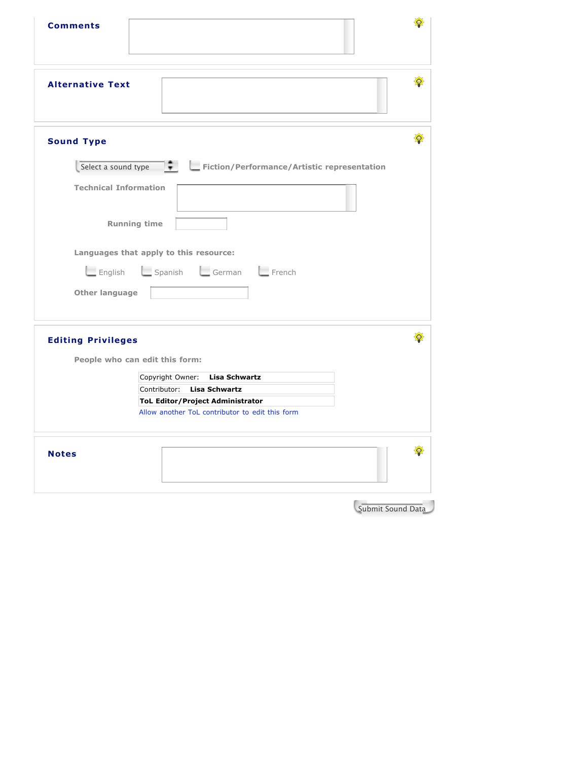## Comments

## Alternative Text

## Sound Type

Select a sound type

Fiction/Performance/Artistic representation

**Technical Information**

**Running time**

**Languages that apply to this resource:**

English Spanish German French

**Other language**

## Editing Privileges

**People who can edit this form:**

| | |
|---|---|
| Copyright Owner: | **Lisa Schwartz** |
| Contributor: | **Lisa Schwartz** |
| **ToL Editor/Project Administrator** | |

Allow another ToL contributor to edit this form

## Notes

Submit Sound Data